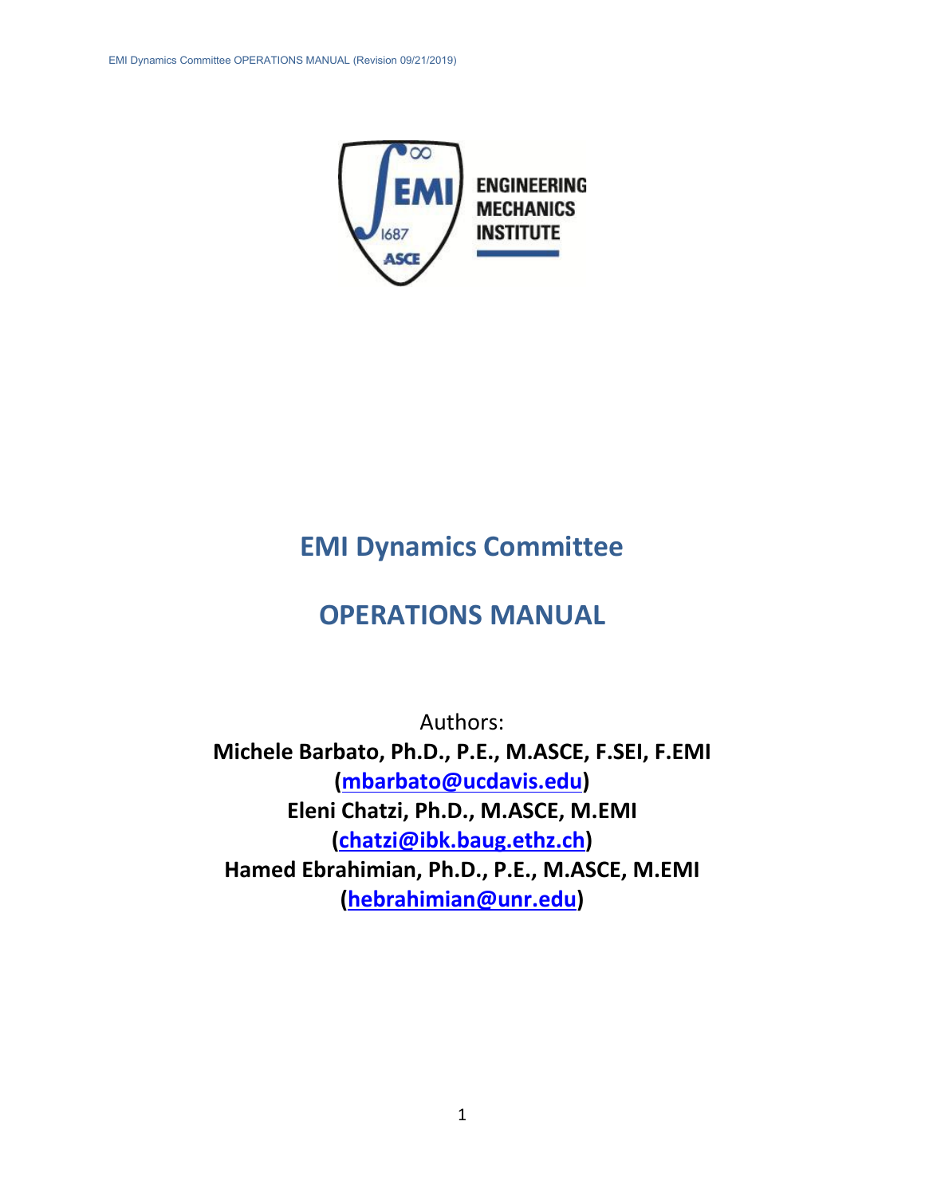# EMI Dynamics Committee

# OPERATIONS MANUAL

Authors:

**Michele Barbato, Ph.D., P.E., M.ASCE, F.SEI, F.EMI**
**(mbarbato@ucdavis.edu)**
**Eleni Chatzi, Ph.D., M.ASCE, M.EMI**
**(chatzi@ibk.baug.ethz.ch)**
**Hamed Ebrahimian, Ph.D., P.E., M.ASCE, M.EMI**
**(hebrahimian@unr.edu)**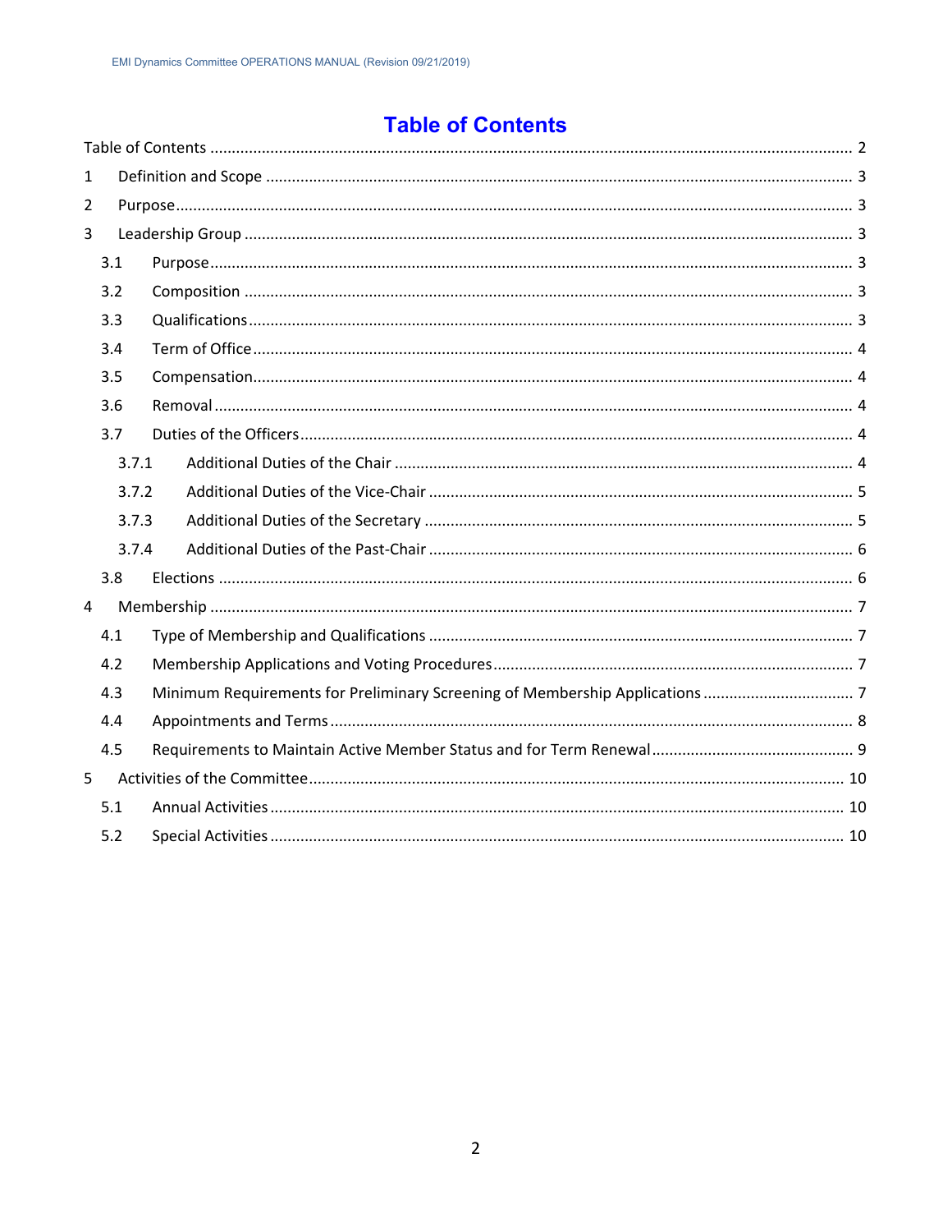# Table of Contents

Table of Contents ............................................................ 2

1 Definition and Scope ............................................................ 3

2 Purpose ............................................................ 3

3 Leadership Group ............................................................ 3

- 3.1 Purpose ............................................................ 3
- 3.2 Composition ............................................................ 3
- 3.3 Qualifications ............................................................ 3
- 3.4 Term of Office ............................................................ 4
- 3.5 Compensation ............................................................ 4
- 3.6 Removal ............................................................ 4
- 3.7 Duties of the Officers ............................................................ 4
  - 3.7.1 Additional Duties of the Chair ............................................................ 4
  - 3.7.2 Additional Duties of the Vice-Chair ............................................................ 5
  - 3.7.3 Additional Duties of the Secretary ............................................................ 5
  - 3.7.4 Additional Duties of the Past-Chair ............................................................ 6
- 3.8 Elections ............................................................ 6

4 Membership ............................................................ 7

- 4.1 Type of Membership and Qualifications ............................................................ 7
- 4.2 Membership Applications and Voting Procedures ............................................................ 7
- 4.3 Minimum Requirements for Preliminary Screening of Membership Applications ............................................................ 7
- 4.4 Appointments and Terms ............................................................ 8
- 4.5 Requirements to Maintain Active Member Status and for Term Renewal ............................................................ 9

5 Activities of the Committee ............................................................ 10

- 5.1 Annual Activities ............................................................ 10
- 5.2 Special Activities ............................................................ 10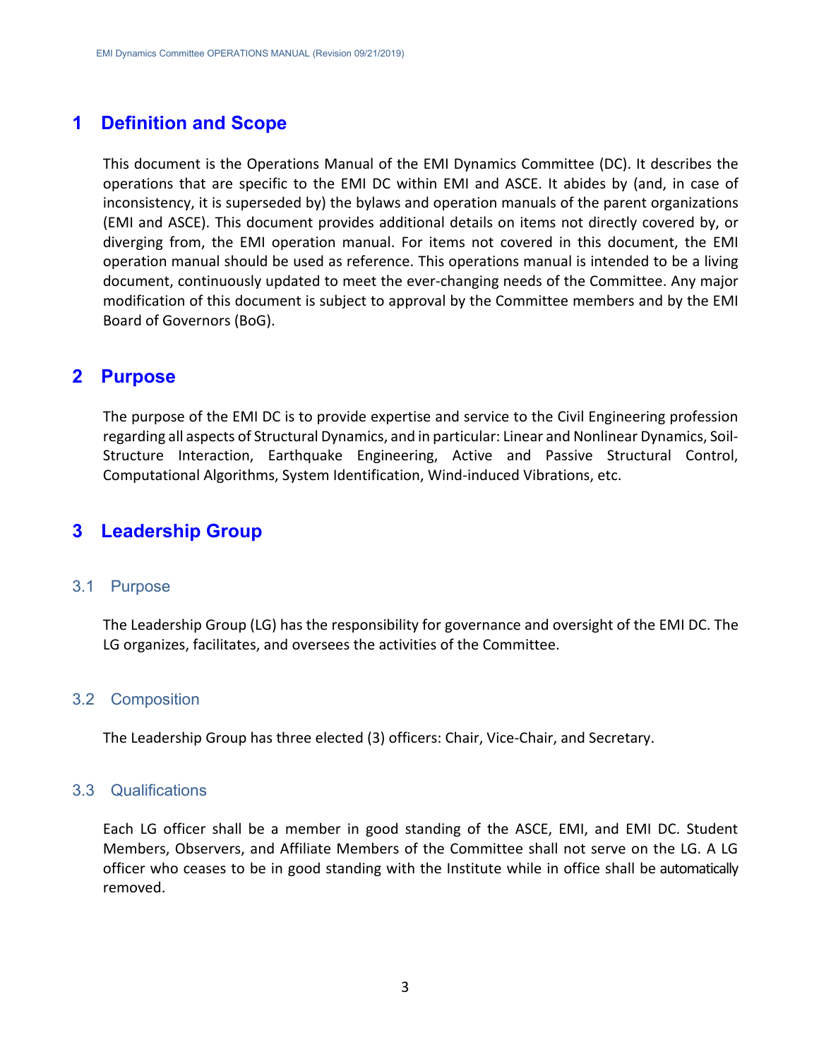# 1 Definition and Scope

This document is the Operations Manual of the EMI Dynamics Committee (DC). It describes the operations that are specific to the EMI DC within EMI and ASCE. It abides by (and, in case of inconsistency, it is superseded by) the bylaws and operation manuals of the parent organizations (EMI and ASCE). This document provides additional details on items not directly covered by, or diverging from, the EMI operation manual. For items not covered in this document, the EMI operation manual should be used as reference. This operations manual is intended to be a living document, continuously updated to meet the ever-changing needs of the Committee. Any major modification of this document is subject to approval by the Committee members and by the EMI Board of Governors (BoG).

# 2 Purpose

The purpose of the EMI DC is to provide expertise and service to the Civil Engineering profession regarding all aspects of Structural Dynamics, and in particular: Linear and Nonlinear Dynamics, Soil-Structure Interaction, Earthquake Engineering, Active and Passive Structural Control, Computational Algorithms, System Identification, Wind-induced Vibrations, etc.

# 3 Leadership Group

## 3.1 Purpose

The Leadership Group (LG) has the responsibility for governance and oversight of the EMI DC. The LG organizes, facilitates, and oversees the activities of the Committee.

## 3.2 Composition

The Leadership Group has three elected (3) officers: Chair, Vice-Chair, and Secretary.

## 3.3 Qualifications

Each LG officer shall be a member in good standing of the ASCE, EMI, and EMI DC. Student Members, Observers, and Affiliate Members of the Committee shall not serve on the LG. A LG officer who ceases to be in good standing with the Institute while in office shall be automatically removed.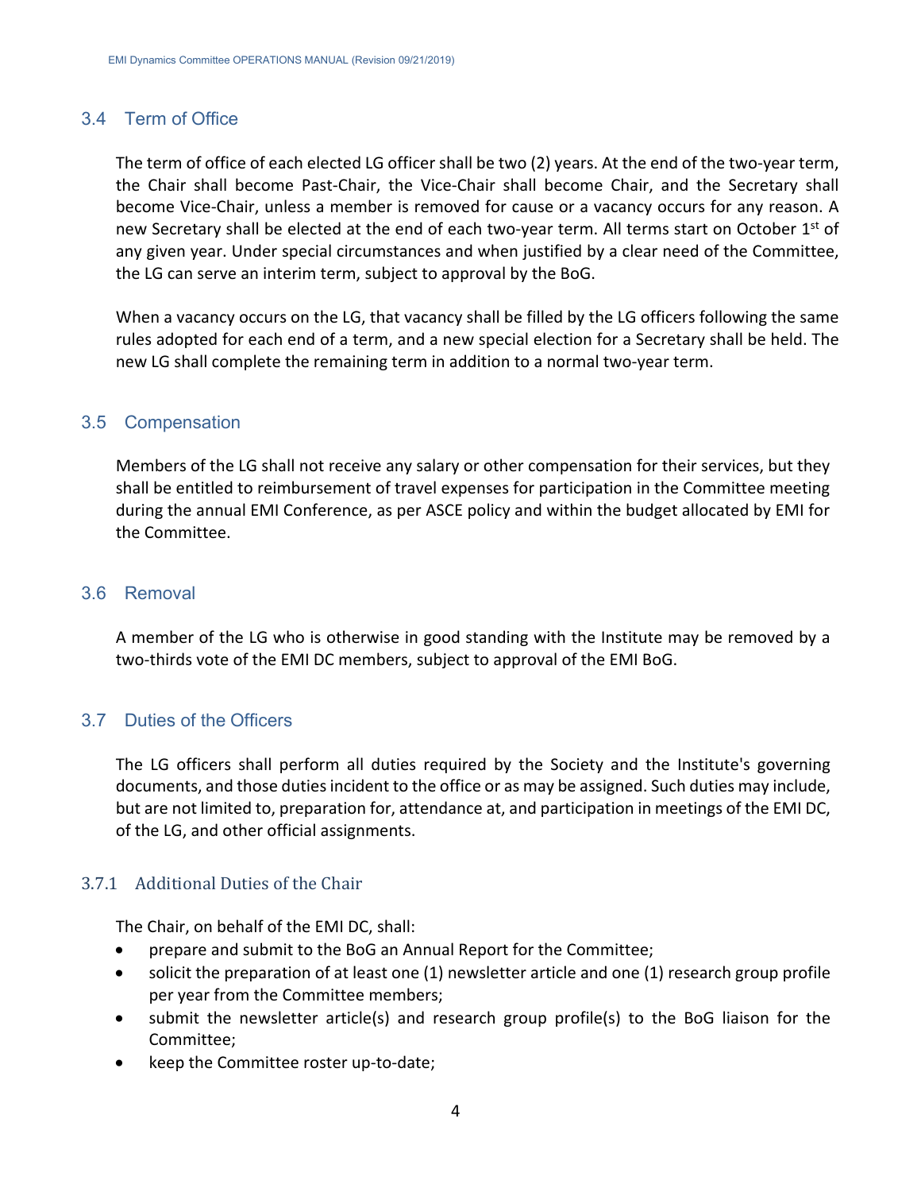## 3.4 Term of Office

The term of office of each elected LG officer shall be two (2) years. At the end of the two-year term, the Chair shall become Past-Chair, the Vice-Chair shall become Chair, and the Secretary shall become Vice-Chair, unless a member is removed for cause or a vacancy occurs for any reason. A new Secretary shall be elected at the end of each two-year term. All terms start on October 1st of any given year. Under special circumstances and when justified by a clear need of the Committee, the LG can serve an interim term, subject to approval by the BoG.

When a vacancy occurs on the LG, that vacancy shall be filled by the LG officers following the same rules adopted for each end of a term, and a new special election for a Secretary shall be held. The new LG shall complete the remaining term in addition to a normal two-year term.

## 3.5 Compensation

Members of the LG shall not receive any salary or other compensation for their services, but they shall be entitled to reimbursement of travel expenses for participation in the Committee meeting during the annual EMI Conference, as per ASCE policy and within the budget allocated by EMI for the Committee.

## 3.6 Removal

A member of the LG who is otherwise in good standing with the Institute may be removed by a two-thirds vote of the EMI DC members, subject to approval of the EMI BoG.

## 3.7 Duties of the Officers

The LG officers shall perform all duties required by the Society and the Institute's governing documents, and those duties incident to the office or as may be assigned. Such duties may include, but are not limited to, preparation for, attendance at, and participation in meetings of the EMI DC, of the LG, and other official assignments.

### 3.7.1 Additional Duties of the Chair

The Chair, on behalf of the EMI DC, shall:

- prepare and submit to the BoG an Annual Report for the Committee;
- solicit the preparation of at least one (1) newsletter article and one (1) research group profile per year from the Committee members;
- submit the newsletter article(s) and research group profile(s) to the BoG liaison for the Committee;
- keep the Committee roster up-to-date;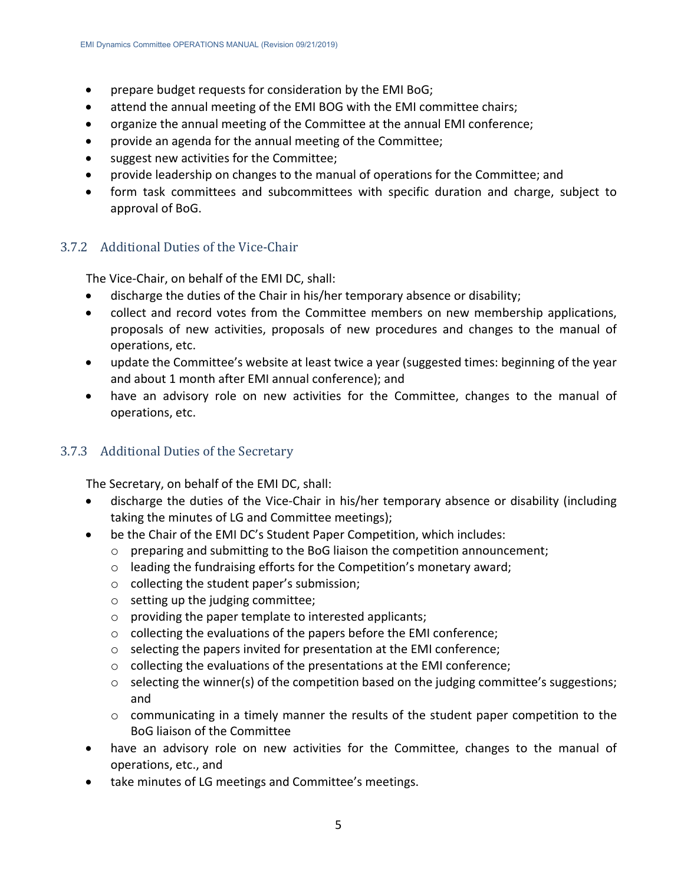- prepare budget requests for consideration by the EMI BoG;
- attend the annual meeting of the EMI BOG with the EMI committee chairs;
- organize the annual meeting of the Committee at the annual EMI conference;
- provide an agenda for the annual meeting of the Committee;
- suggest new activities for the Committee;
- provide leadership on changes to the manual of operations for the Committee; and
- form task committees and subcommittees with specific duration and charge, subject to approval of BoG.

### 3.7.2 Additional Duties of the Vice-Chair

The Vice-Chair, on behalf of the EMI DC, shall:

- discharge the duties of the Chair in his/her temporary absence or disability;
- collect and record votes from the Committee members on new membership applications, proposals of new activities, proposals of new procedures and changes to the manual of operations, etc.
- update the Committee's website at least twice a year (suggested times: beginning of the year and about 1 month after EMI annual conference); and
- have an advisory role on new activities for the Committee, changes to the manual of operations, etc.

### 3.7.3 Additional Duties of the Secretary

The Secretary, on behalf of the EMI DC, shall:

- discharge the duties of the Vice-Chair in his/her temporary absence or disability (including taking the minutes of LG and Committee meetings);
- be the Chair of the EMI DC's Student Paper Competition, which includes:
  - preparing and submitting to the BoG liaison the competition announcement;
  - leading the fundraising efforts for the Competition's monetary award;
  - collecting the student paper's submission;
  - setting up the judging committee;
  - providing the paper template to interested applicants;
  - collecting the evaluations of the papers before the EMI conference;
  - selecting the papers invited for presentation at the EMI conference;
  - collecting the evaluations of the presentations at the EMI conference;
  - selecting the winner(s) of the competition based on the judging committee's suggestions; and
  - communicating in a timely manner the results of the student paper competition to the BoG liaison of the Committee
- have an advisory role on new activities for the Committee, changes to the manual of operations, etc., and
- take minutes of LG meetings and Committee's meetings.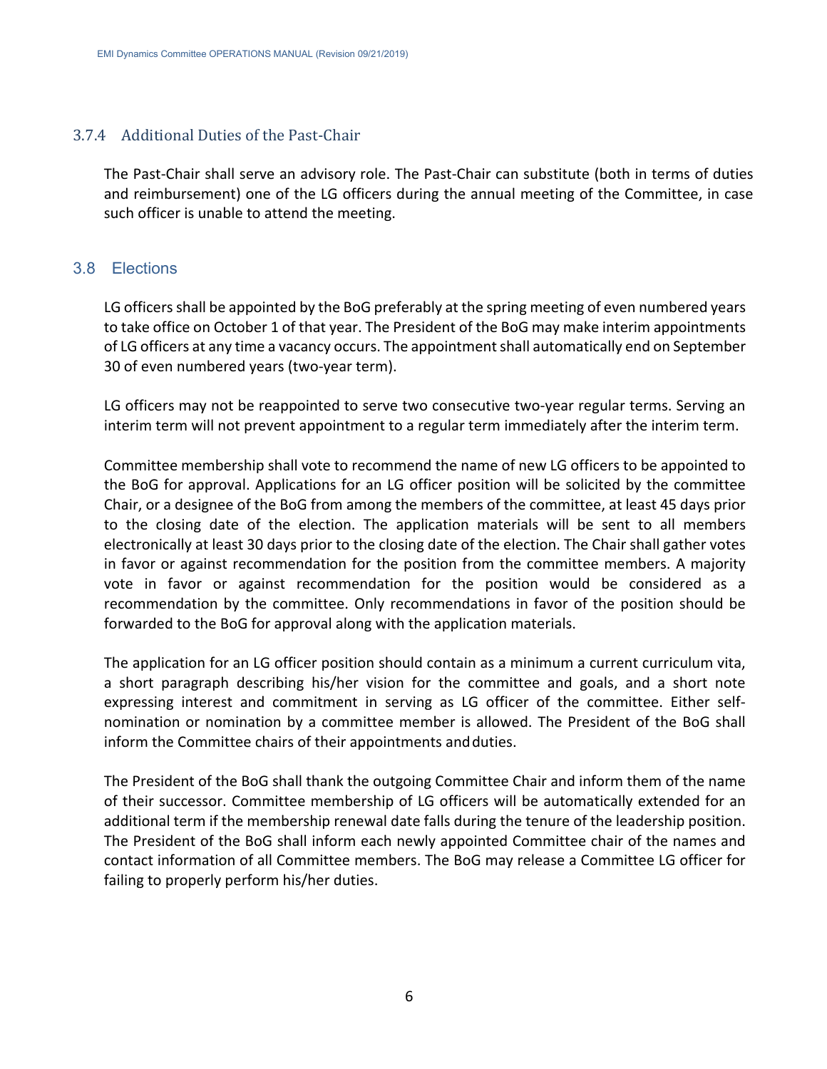### 3.7.4 Additional Duties of the Past-Chair

The Past-Chair shall serve an advisory role. The Past-Chair can substitute (both in terms of duties and reimbursement) one of the LG officers during the annual meeting of the Committee, in case such officer is unable to attend the meeting.

## 3.8 Elections

LG officers shall be appointed by the BoG preferably at the spring meeting of even numbered years to take office on October 1 of that year. The President of the BoG may make interim appointments of LG officers at any time a vacancy occurs. The appointment shall automatically end on September 30 of even numbered years (two-year term).

LG officers may not be reappointed to serve two consecutive two-year regular terms. Serving an interim term will not prevent appointment to a regular term immediately after the interim term.

Committee membership shall vote to recommend the name of new LG officers to be appointed to the BoG for approval. Applications for an LG officer position will be solicited by the committee Chair, or a designee of the BoG from among the members of the committee, at least 45 days prior to the closing date of the election. The application materials will be sent to all members electronically at least 30 days prior to the closing date of the election. The Chair shall gather votes in favor or against recommendation for the position from the committee members. A majority vote in favor or against recommendation for the position would be considered as a recommendation by the committee. Only recommendations in favor of the position should be forwarded to the BoG for approval along with the application materials.

The application for an LG officer position should contain as a minimum a current curriculum vita, a short paragraph describing his/her vision for the committee and goals, and a short note expressing interest and commitment in serving as LG officer of the committee. Either self-nomination or nomination by a committee member is allowed. The President of the BoG shall inform the Committee chairs of their appointments and duties.

The President of the BoG shall thank the outgoing Committee Chair and inform them of the name of their successor. Committee membership of LG officers will be automatically extended for an additional term if the membership renewal date falls during the tenure of the leadership position. The President of the BoG shall inform each newly appointed Committee chair of the names and contact information of all Committee members. The BoG may release a Committee LG officer for failing to properly perform his/her duties.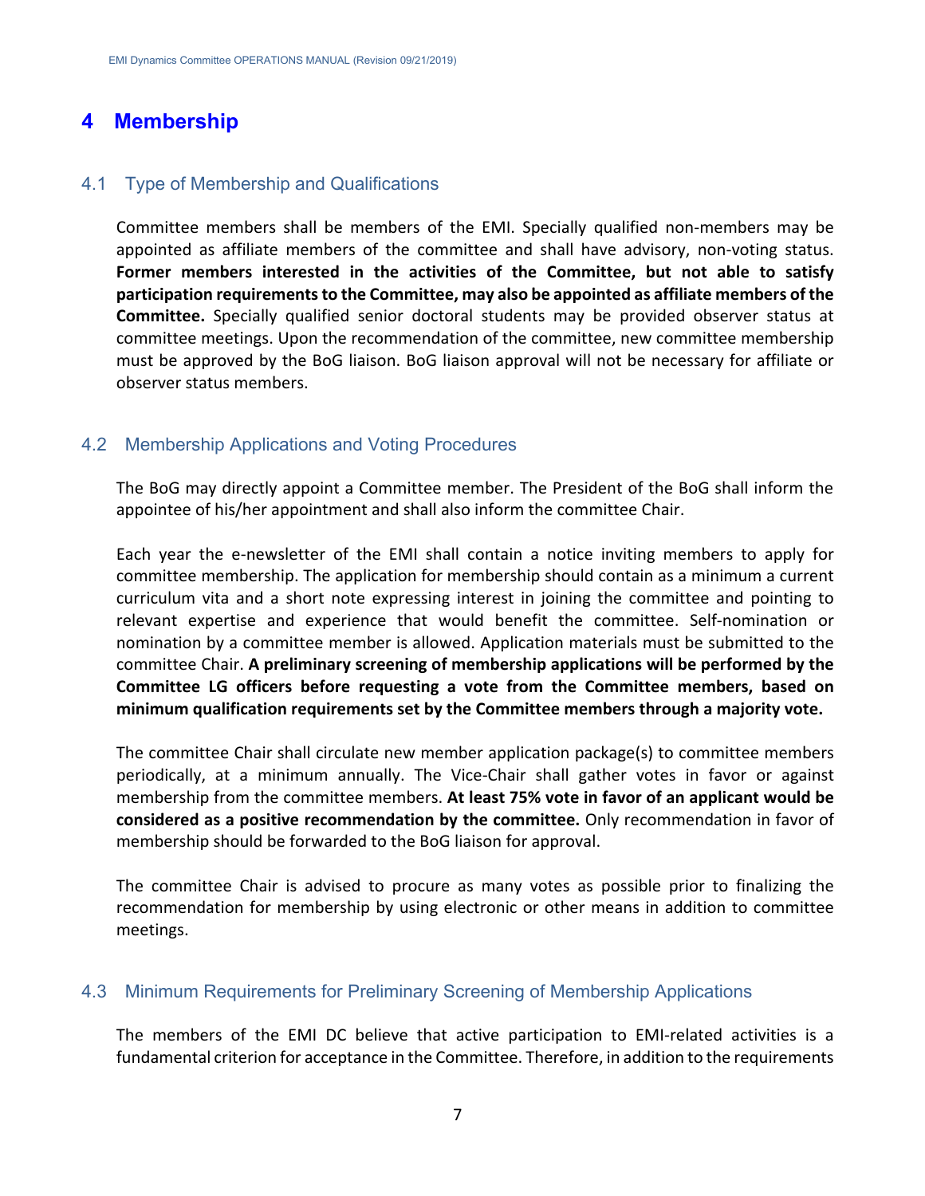# 4 Membership

## 4.1 Type of Membership and Qualifications

Committee members shall be members of the EMI. Specially qualified non-members may be appointed as affiliate members of the committee and shall have advisory, non-voting status. **Former members interested in the activities of the Committee, but not able to satisfy participation requirements to the Committee, may also be appointed as affiliate members of the Committee.** Specially qualified senior doctoral students may be provided observer status at committee meetings. Upon the recommendation of the committee, new committee membership must be approved by the BoG liaison. BoG liaison approval will not be necessary for affiliate or observer status members.

## 4.2 Membership Applications and Voting Procedures

The BoG may directly appoint a Committee member. The President of the BoG shall inform the appointee of his/her appointment and shall also inform the committee Chair.

Each year the e-newsletter of the EMI shall contain a notice inviting members to apply for committee membership. The application for membership should contain as a minimum a current curriculum vita and a short note expressing interest in joining the committee and pointing to relevant expertise and experience that would benefit the committee. Self-nomination or nomination by a committee member is allowed. Application materials must be submitted to the committee Chair. **A preliminary screening of membership applications will be performed by the Committee LG officers before requesting a vote from the Committee members, based on minimum qualification requirements set by the Committee members through a majority vote.**

The committee Chair shall circulate new member application package(s) to committee members periodically, at a minimum annually. The Vice-Chair shall gather votes in favor or against membership from the committee members. **At least 75% vote in favor of an applicant would be considered as a positive recommendation by the committee.** Only recommendation in favor of membership should be forwarded to the BoG liaison for approval.

The committee Chair is advised to procure as many votes as possible prior to finalizing the recommendation for membership by using electronic or other means in addition to committee meetings.

## 4.3 Minimum Requirements for Preliminary Screening of Membership Applications

The members of the EMI DC believe that active participation to EMI-related activities is a fundamental criterion for acceptance in the Committee. Therefore, in addition to the requirements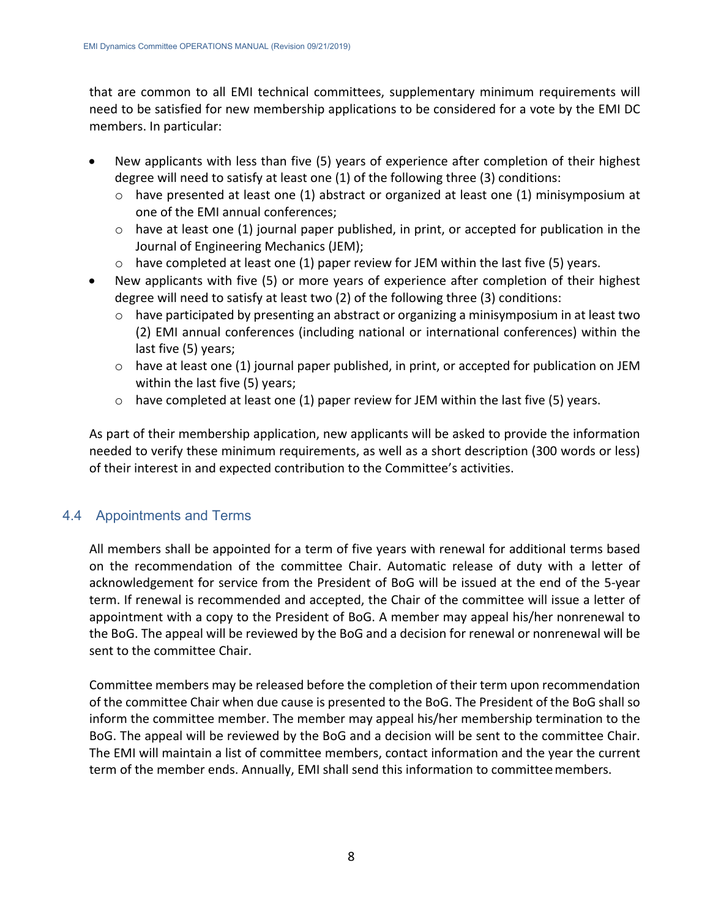that are common to all EMI technical committees, supplementary minimum requirements will need to be satisfied for new membership applications to be considered for a vote by the EMI DC members. In particular:

- New applicants with less than five (5) years of experience after completion of their highest degree will need to satisfy at least one (1) of the following three (3) conditions:
  - have presented at least one (1) abstract or organized at least one (1) minisymposium at one of the EMI annual conferences;
  - have at least one (1) journal paper published, in print, or accepted for publication in the Journal of Engineering Mechanics (JEM);
  - have completed at least one (1) paper review for JEM within the last five (5) years.
- New applicants with five (5) or more years of experience after completion of their highest degree will need to satisfy at least two (2) of the following three (3) conditions:
  - have participated by presenting an abstract or organizing a minisymposium in at least two (2) EMI annual conferences (including national or international conferences) within the last five (5) years;
  - have at least one (1) journal paper published, in print, or accepted for publication on JEM within the last five (5) years;
  - have completed at least one (1) paper review for JEM within the last five (5) years.

As part of their membership application, new applicants will be asked to provide the information needed to verify these minimum requirements, as well as a short description (300 words or less) of their interest in and expected contribution to the Committee's activities.

## 4.4 Appointments and Terms

All members shall be appointed for a term of five years with renewal for additional terms based on the recommendation of the committee Chair. Automatic release of duty with a letter of acknowledgement for service from the President of BoG will be issued at the end of the 5-year term. If renewal is recommended and accepted, the Chair of the committee will issue a letter of appointment with a copy to the President of BoG. A member may appeal his/her nonrenewal to the BoG. The appeal will be reviewed by the BoG and a decision for renewal or nonrenewal will be sent to the committee Chair.

Committee members may be released before the completion of their term upon recommendation of the committee Chair when due cause is presented to the BoG. The President of the BoG shall so inform the committee member. The member may appeal his/her membership termination to the BoG. The appeal will be reviewed by the BoG and a decision will be sent to the committee Chair. The EMI will maintain a list of committee members, contact information and the year the current term of the member ends. Annually, EMI shall send this information to committee members.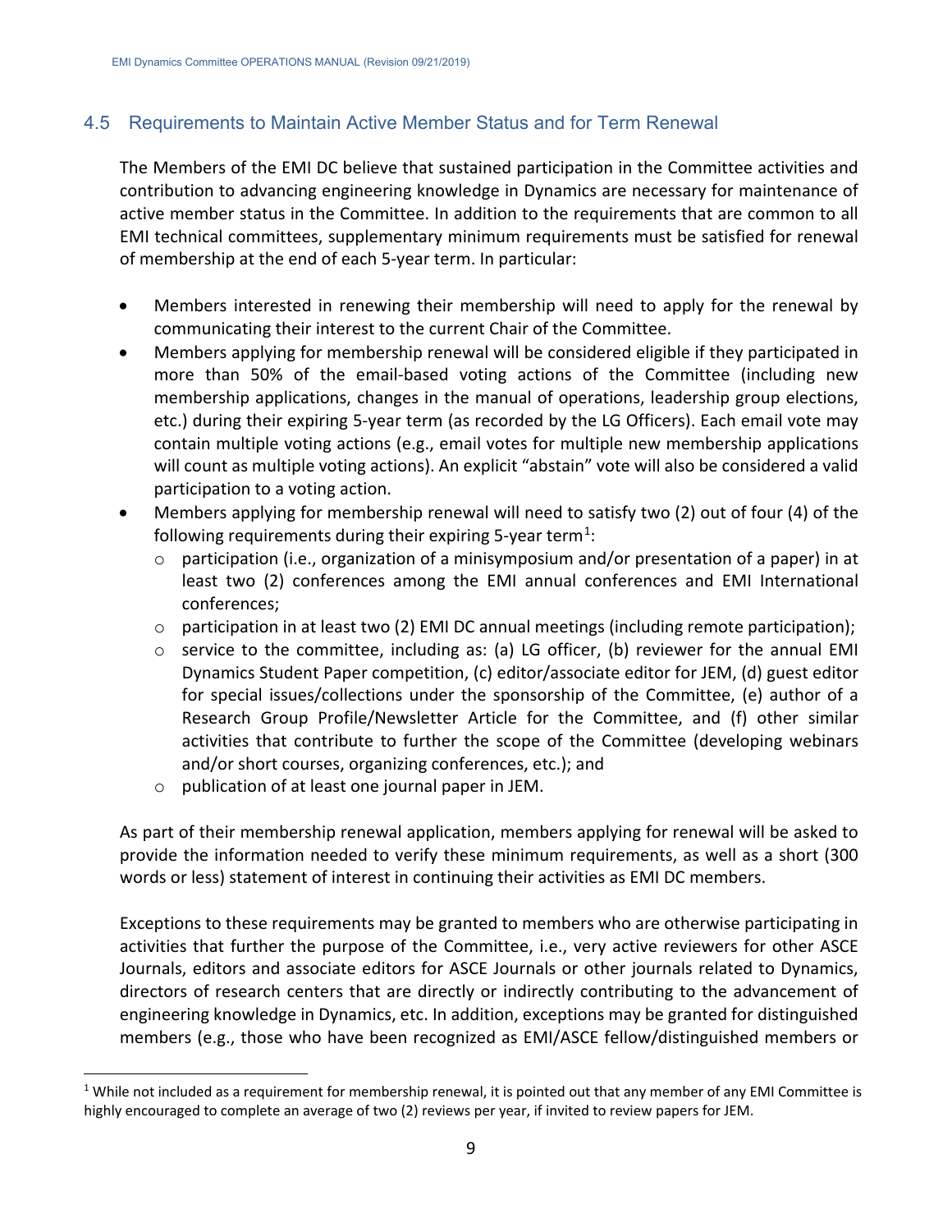## 4.5 Requirements to Maintain Active Member Status and for Term Renewal

The Members of the EMI DC believe that sustained participation in the Committee activities and contribution to advancing engineering knowledge in Dynamics are necessary for maintenance of active member status in the Committee. In addition to the requirements that are common to all EMI technical committees, supplementary minimum requirements must be satisfied for renewal of membership at the end of each 5-year term. In particular:

- Members interested in renewing their membership will need to apply for the renewal by communicating their interest to the current Chair of the Committee.
- Members applying for membership renewal will be considered eligible if they participated in more than 50% of the email-based voting actions of the Committee (including new membership applications, changes in the manual of operations, leadership group elections, etc.) during their expiring 5-year term (as recorded by the LG Officers). Each email vote may contain multiple voting actions (e.g., email votes for multiple new membership applications will count as multiple voting actions). An explicit "abstain" vote will also be considered a valid participation to a voting action.
- Members applying for membership renewal will need to satisfy two (2) out of four (4) of the following requirements during their expiring 5-year term[1]:
  - participation (i.e., organization of a minisymposium and/or presentation of a paper) in at least two (2) conferences among the EMI annual conferences and EMI International conferences;
  - participation in at least two (2) EMI DC annual meetings (including remote participation);
  - service to the committee, including as: (a) LG officer, (b) reviewer for the annual EMI Dynamics Student Paper competition, (c) editor/associate editor for JEM, (d) guest editor for special issues/collections under the sponsorship of the Committee, (e) author of a Research Group Profile/Newsletter Article for the Committee, and (f) other similar activities that contribute to further the scope of the Committee (developing webinars and/or short courses, organizing conferences, etc.); and
  - publication of at least one journal paper in JEM.

As part of their membership renewal application, members applying for renewal will be asked to provide the information needed to verify these minimum requirements, as well as a short (300 words or less) statement of interest in continuing their activities as EMI DC members.

Exceptions to these requirements may be granted to members who are otherwise participating in activities that further the purpose of the Committee, i.e., very active reviewers for other ASCE Journals, editors and associate editors for ASCE Journals or other journals related to Dynamics, directors of research centers that are directly or indirectly contributing to the advancement of engineering knowledge in Dynamics, etc. In addition, exceptions may be granted for distinguished members (e.g., those who have been recognized as EMI/ASCE fellow/distinguished members or

---

[1] While not included as a requirement for membership renewal, it is pointed out that any member of any EMI Committee is highly encouraged to complete an average of two (2) reviews per year, if invited to review papers for JEM.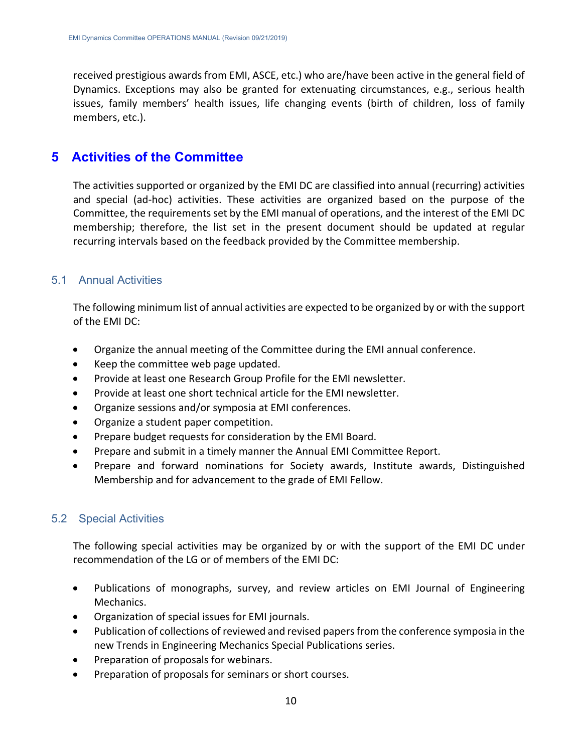received prestigious awards from EMI, ASCE, etc.) who are/have been active in the general field of Dynamics. Exceptions may also be granted for extenuating circumstances, e.g., serious health issues, family members' health issues, life changing events (birth of children, loss of family members, etc.).

# 5 Activities of the Committee

The activities supported or organized by the EMI DC are classified into annual (recurring) activities and special (ad-hoc) activities. These activities are organized based on the purpose of the Committee, the requirements set by the EMI manual of operations, and the interest of the EMI DC membership; therefore, the list set in the present document should be updated at regular recurring intervals based on the feedback provided by the Committee membership.

## 5.1 Annual Activities

The following minimum list of annual activities are expected to be organized by or with the support of the EMI DC:

- Organize the annual meeting of the Committee during the EMI annual conference.
- Keep the committee web page updated.
- Provide at least one Research Group Profile for the EMI newsletter.
- Provide at least one short technical article for the EMI newsletter.
- Organize sessions and/or symposia at EMI conferences.
- Organize a student paper competition.
- Prepare budget requests for consideration by the EMI Board.
- Prepare and submit in a timely manner the Annual EMI Committee Report.
- Prepare and forward nominations for Society awards, Institute awards, Distinguished Membership and for advancement to the grade of EMI Fellow.

## 5.2 Special Activities

The following special activities may be organized by or with the support of the EMI DC under recommendation of the LG or of members of the EMI DC:

- Publications of monographs, survey, and review articles on EMI Journal of Engineering Mechanics.
- Organization of special issues for EMI journals.
- Publication of collections of reviewed and revised papers from the conference symposia in the new Trends in Engineering Mechanics Special Publications series.
- Preparation of proposals for webinars.
- Preparation of proposals for seminars or short courses.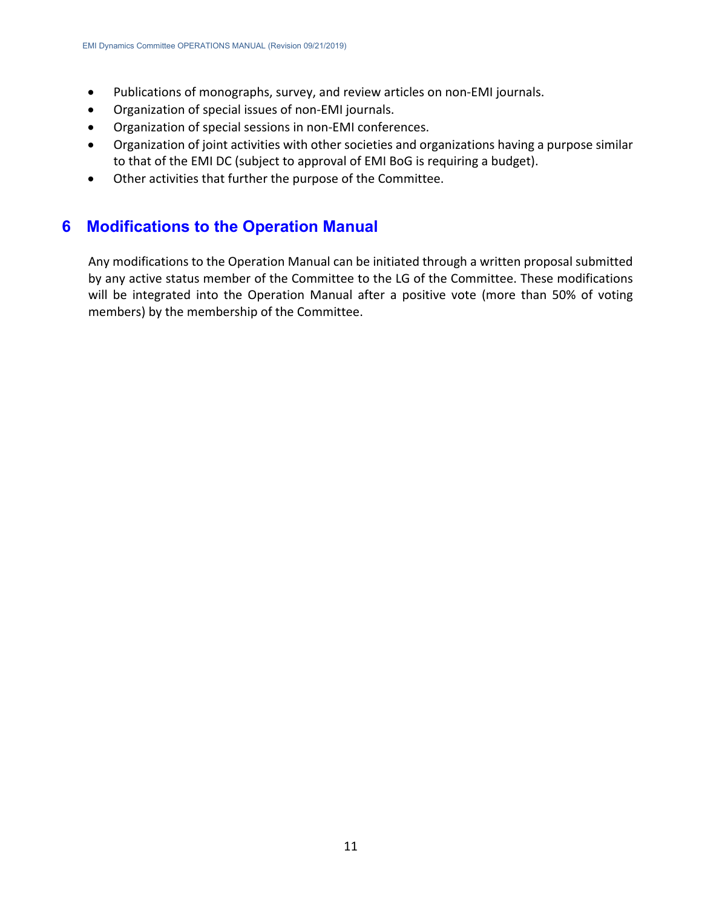- Publications of monographs, survey, and review articles on non-EMI journals.
- Organization of special issues of non-EMI journals.
- Organization of special sessions in non-EMI conferences.
- Organization of joint activities with other societies and organizations having a purpose similar to that of the EMI DC (subject to approval of EMI BoG is requiring a budget).
- Other activities that further the purpose of the Committee.

# 6 Modifications to the Operation Manual

Any modifications to the Operation Manual can be initiated through a written proposal submitted by any active status member of the Committee to the LG of the Committee. These modifications will be integrated into the Operation Manual after a positive vote (more than 50% of voting members) by the membership of the Committee.